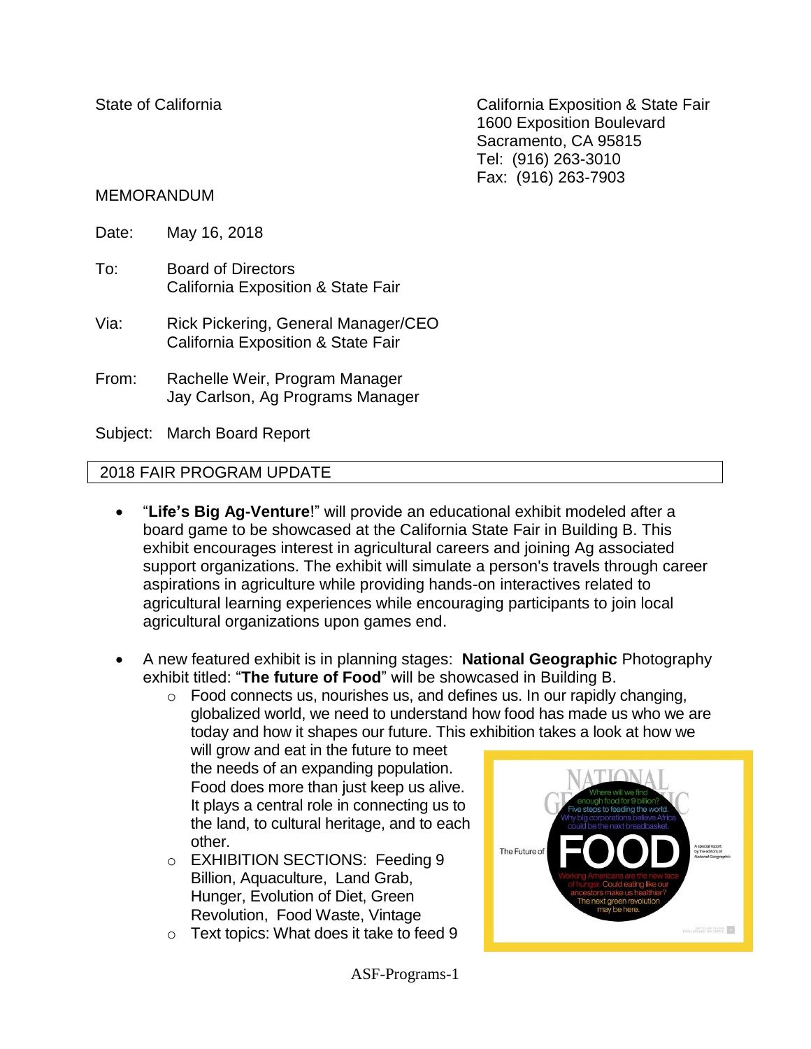State of California

California Exposition & State Fair
1600 Exposition Boulevard
Sacramento, CA 95815
Tel: (916) 263-3010
Fax: (916) 263-7903

MEMORANDUM

Date: May 16, 2018

To: Board of Directors
California Exposition & State Fair

Via: Rick Pickering, General Manager/CEO
California Exposition & State Fair

From: Rachelle Weir, Program Manager
Jay Carlson, Ag Programs Manager

Subject: March Board Report

## 2018 FAIR PROGRAM UPDATE

- "**Life's Big Ag-Venture**!" will provide an educational exhibit modeled after a board game to be showcased at the California State Fair in Building B. This exhibit encourages interest in agricultural careers and joining Ag associated support organizations. The exhibit will simulate a person's travels through career aspirations in agriculture while providing hands-on interactives related to agricultural learning experiences while encouraging participants to join local agricultural organizations upon games end.

- A new featured exhibit is in planning stages: **National Geographic** Photography exhibit titled: "**The future of Food**" will be showcased in Building B.
  - Food connects us, nourishes us, and defines us. In our rapidly changing, globalized world, we need to understand how food has made us who we are today and how it shapes our future. This exhibition takes a look at how we will grow and eat in the future to meet the needs of an expanding population. Food does more than just keep us alive. It plays a central role in connecting us to the land, to cultural heritage, and to each other.
  - EXHIBITION SECTIONS: Feeding 9 Billion, Aquaculture, Land Grab, Hunger, Evolution of Diet, Green Revolution, Food Waste, Vintage
  - Text topics: What does it take to feed 9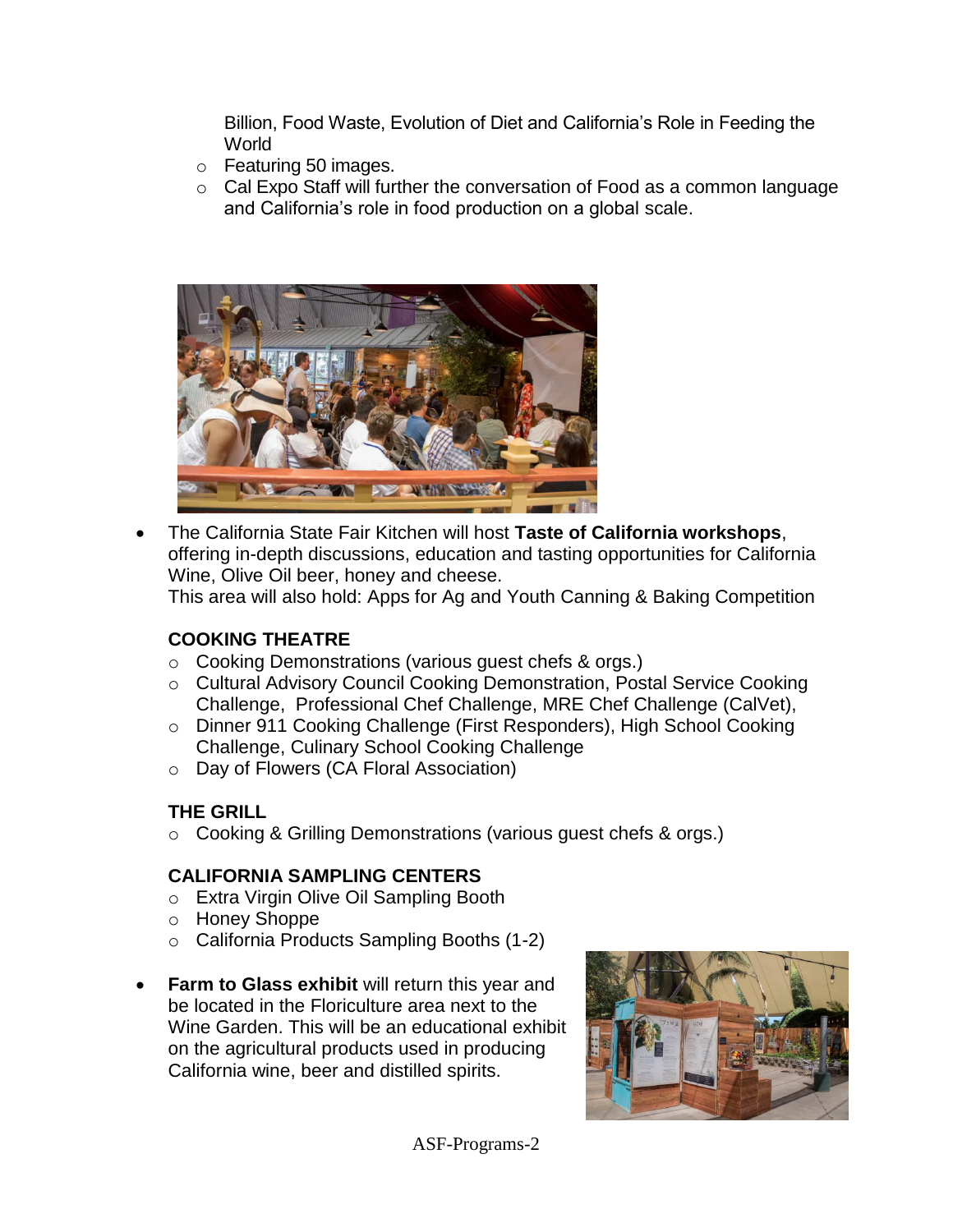Billion, Food Waste, Evolution of Diet and California's Role in Feeding the World
  - Featuring 50 images.
  - Cal Expo Staff will further the conversation of Food as a common language and California's role in food production on a global scale.

- The California State Fair Kitchen will host **Taste of California workshops**, offering in-depth discussions, education and tasting opportunities for California Wine, Olive Oil beer, honey and cheese.
  This area will also hold: Apps for Ag and Youth Canning & Baking Competition

  **COOKING THEATRE**
  - Cooking Demonstrations (various guest chefs & orgs.)
  - Cultural Advisory Council Cooking Demonstration, Postal Service Cooking Challenge, Professional Chef Challenge, MRE Chef Challenge (CalVet),
  - Dinner 911 Cooking Challenge (First Responders), High School Cooking Challenge, Culinary School Cooking Challenge
  - Day of Flowers (CA Floral Association)

  **THE GRILL**
  - Cooking & Grilling Demonstrations (various guest chefs & orgs.)

  **CALIFORNIA SAMPLING CENTERS**
  - Extra Virgin Olive Oil Sampling Booth
  - Honey Shoppe
  - California Products Sampling Booths (1-2)

- **Farm to Glass exhibit** will return this year and be located in the Floriculture area next to the Wine Garden. This will be an educational exhibit on the agricultural products used in producing California wine, beer and distilled spirits.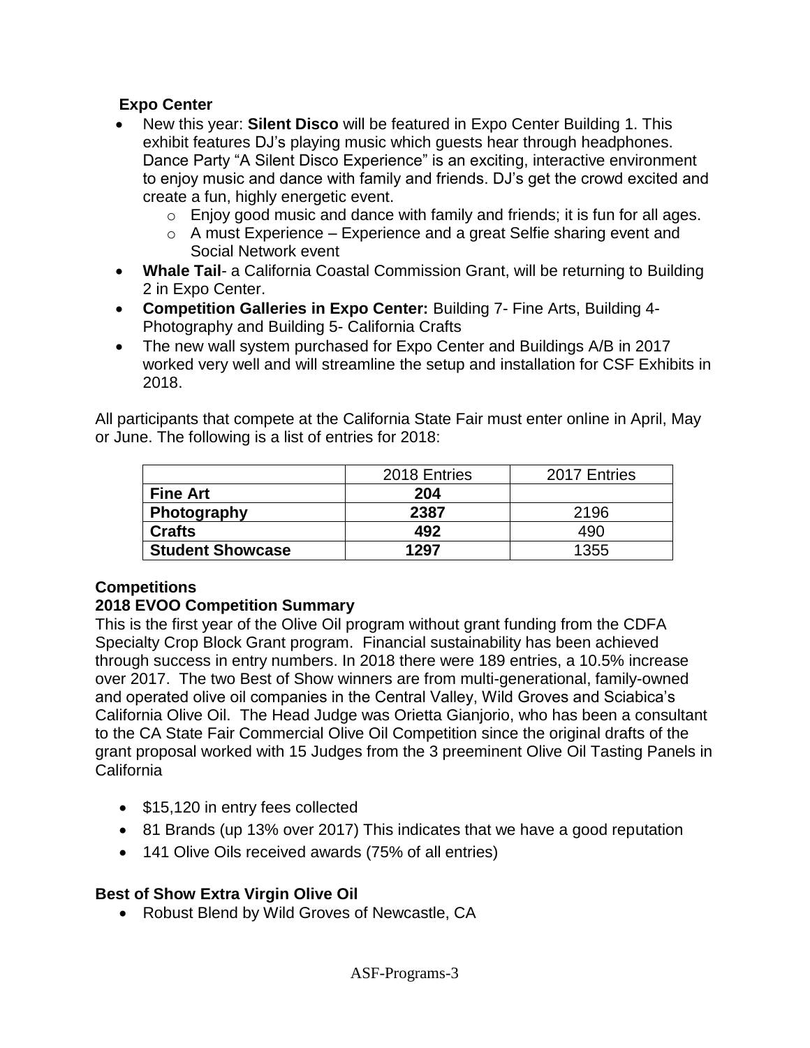### Expo Center

- New this year: **Silent Disco** will be featured in Expo Center Building 1. This exhibit features DJ's playing music which guests hear through headphones. Dance Party "A Silent Disco Experience" is an exciting, interactive environment to enjoy music and dance with family and friends. DJ's get the crowd excited and create a fun, highly energetic event.
  - Enjoy good music and dance with family and friends; it is fun for all ages.
  - A must Experience – Experience and a great Selfie sharing event and Social Network event
- **Whale Tail**- a California Coastal Commission Grant, will be returning to Building 2 in Expo Center.
- **Competition Galleries in Expo Center:** Building 7- Fine Arts, Building 4- Photography and Building 5- California Crafts
- The new wall system purchased for Expo Center and Buildings A/B in 2017 worked very well and will streamline the setup and installation for CSF Exhibits in 2018.

All participants that compete at the California State Fair must enter online in April, May or June. The following is a list of entries for 2018:

| | 2018 Entries | 2017 Entries |
|---|---|---|
| **Fine Art** | **204** | |
| **Photography** | **2387** | 2196 |
| **Crafts** | **492** | 490 |
| **Student Showcase** | **1297** | 1355 |

### Competitions

### 2018 EVOO Competition Summary

This is the first year of the Olive Oil program without grant funding from the CDFA Specialty Crop Block Grant program. Financial sustainability has been achieved through success in entry numbers. In 2018 there were 189 entries, a 10.5% increase over 2017. The two Best of Show winners are from multi-generational, family-owned and operated olive oil companies in the Central Valley, Wild Groves and Sciabica's California Olive Oil. The Head Judge was Orietta Gianjorio, who has been a consultant to the CA State Fair Commercial Olive Oil Competition since the original drafts of the grant proposal worked with 15 Judges from the 3 preeminent Olive Oil Tasting Panels in California

- $15,120 in entry fees collected
- 81 Brands (up 13% over 2017) This indicates that we have a good reputation
- 141 Olive Oils received awards (75% of all entries)

### Best of Show Extra Virgin Olive Oil

- Robust Blend by Wild Groves of Newcastle, CA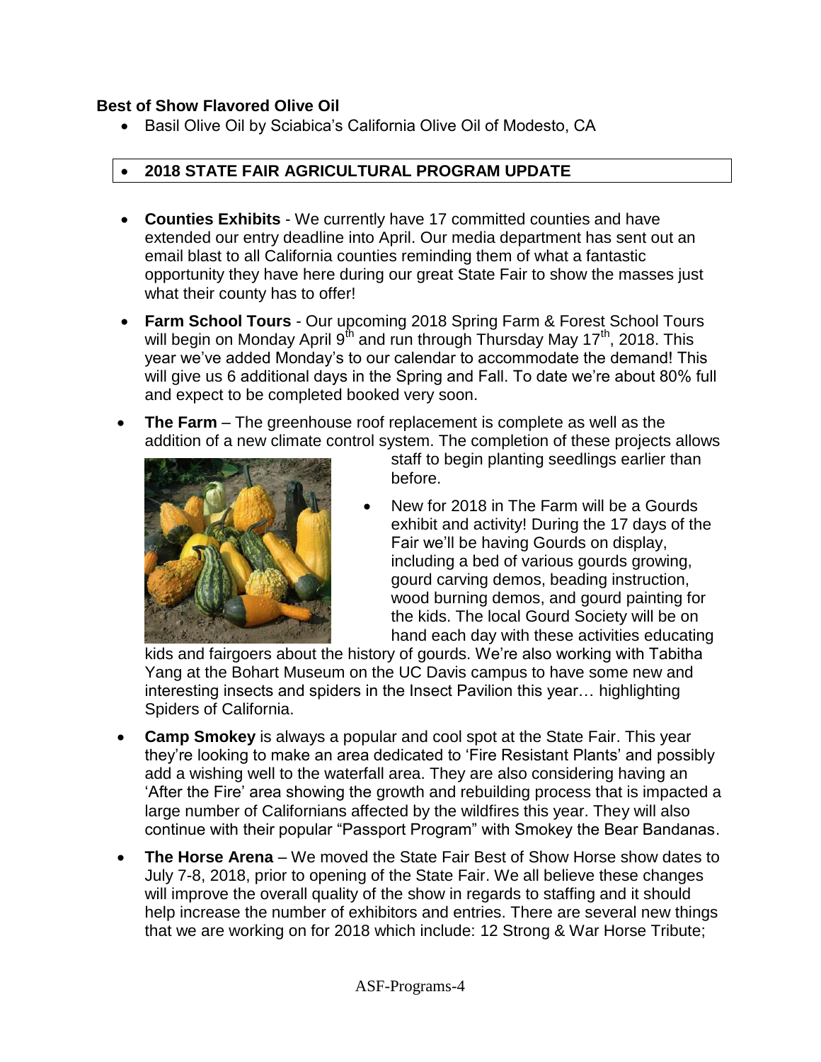**Best of Show Flavored Olive Oil**

- Basil Olive Oil by Sciabica's California Olive Oil of Modesto, CA

- **2018 STATE FAIR AGRICULTURAL PROGRAM UPDATE**

- **Counties Exhibits** - We currently have 17 committed counties and have extended our entry deadline into April. Our media department has sent out an email blast to all California counties reminding them of what a fantastic opportunity they have here during our great State Fair to show the masses just what their county has to offer!

- **Farm School Tours** - Our upcoming 2018 Spring Farm & Forest School Tours will begin on Monday April 9th and run through Thursday May 17th, 2018. This year we've added Monday's to our calendar to accommodate the demand! This will give us 6 additional days in the Spring and Fall. To date we're about 80% full and expect to be completed booked very soon.

- **The Farm** – The greenhouse roof replacement is complete as well as the addition of a new climate control system. The completion of these projects allows staff to begin planting seedlings earlier than before.

  - New for 2018 in The Farm will be a Gourds exhibit and activity! During the 17 days of the Fair we'll be having Gourds on display, including a bed of various gourds growing, gourd carving demos, beading instruction, wood burning demos, and gourd painting for the kids. The local Gourd Society will be on hand each day with these activities educating kids and fairgoers about the history of gourds. We're also working with Tabitha Yang at the Bohart Museum on the UC Davis campus to have some new and interesting insects and spiders in the Insect Pavilion this year… highlighting Spiders of California.

- **Camp Smokey** is always a popular and cool spot at the State Fair. This year they're looking to make an area dedicated to 'Fire Resistant Plants' and possibly add a wishing well to the waterfall area. They are also considering having an 'After the Fire' area showing the growth and rebuilding process that is impacted a large number of Californians affected by the wildfires this year. They will also continue with their popular "Passport Program" with Smokey the Bear Bandanas.

- **The Horse Arena** – We moved the State Fair Best of Show Horse show dates to July 7-8, 2018, prior to opening of the State Fair. We all believe these changes will improve the overall quality of the show in regards to staffing and it should help increase the number of exhibitors and entries. There are several new things that we are working on for 2018 which include: 12 Strong & War Horse Tribute;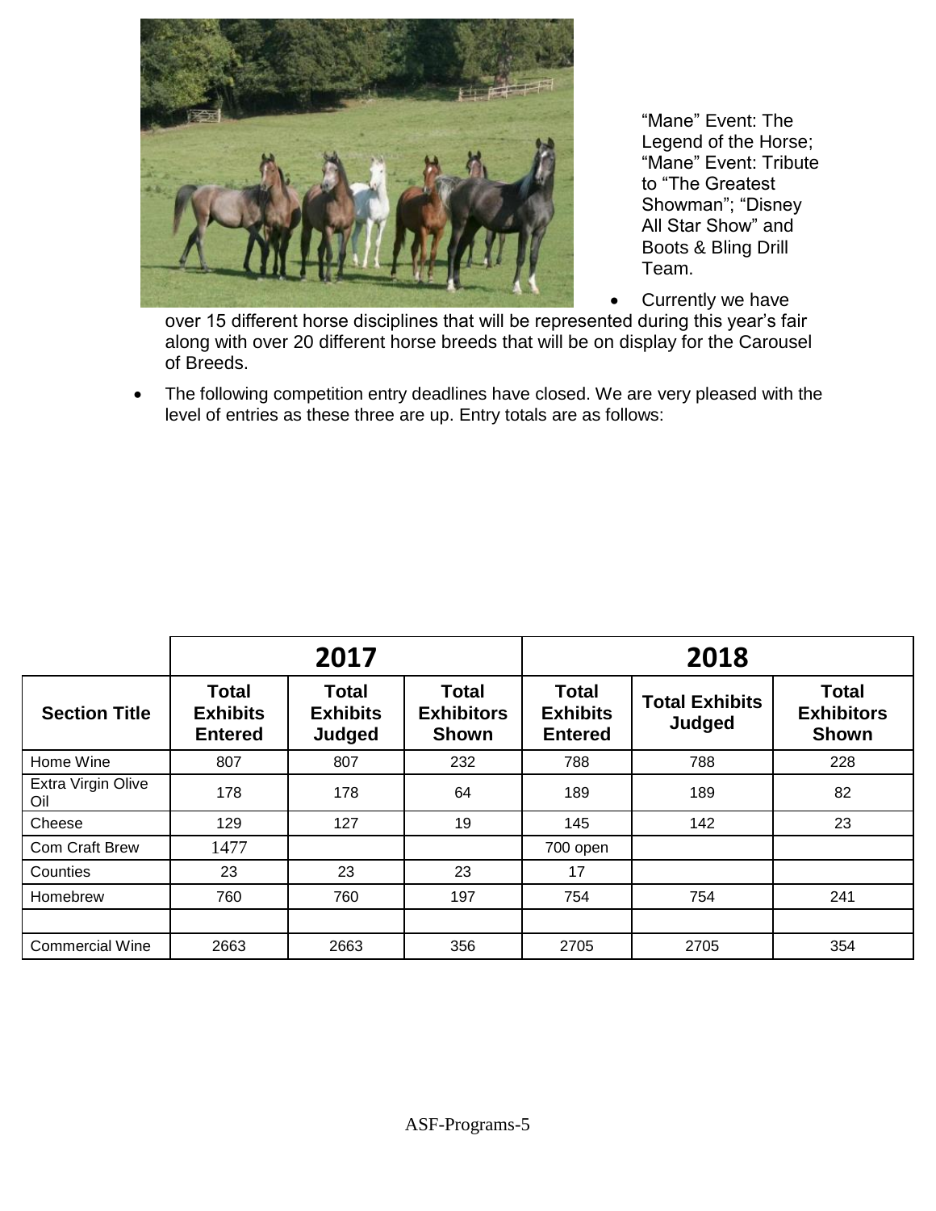"Mane" Event: The Legend of the Horse; "Mane" Event: Tribute to "The Greatest Showman"; "Disney All Star Show" and Boots & Bling Drill Team.

- Currently we have over 15 different horse disciplines that will be represented during this year's fair along with over 20 different horse breeds that will be on display for the Carousel of Breeds.
- The following competition entry deadlines have closed. We are very pleased with the level of entries as these three are up. Entry totals are as follows:

| | 2017 | | | 2018 | | |
|---|---|---|---|---|---|---|
| **Section Title** | **Total Exhibits Entered** | **Total Exhibits Judged** | **Total Exhibitors Shown** | **Total Exhibits Entered** | **Total Exhibits Judged** | **Total Exhibitors Shown** |
| Home Wine | 807 | 807 | 232 | 788 | 788 | 228 |
| Extra Virgin Olive Oil | 178 | 178 | 64 | 189 | 189 | 82 |
| Cheese | 129 | 127 | 19 | 145 | 142 | 23 |
| Com Craft Brew | 1477 | | | 700 open | | |
| Counties | 23 | 23 | 23 | 17 | | |
| Homebrew | 760 | 760 | 197 | 754 | 754 | 241 |
| | | | | | | |
| Commercial Wine | 2663 | 2663 | 356 | 2705 | 2705 | 354 |